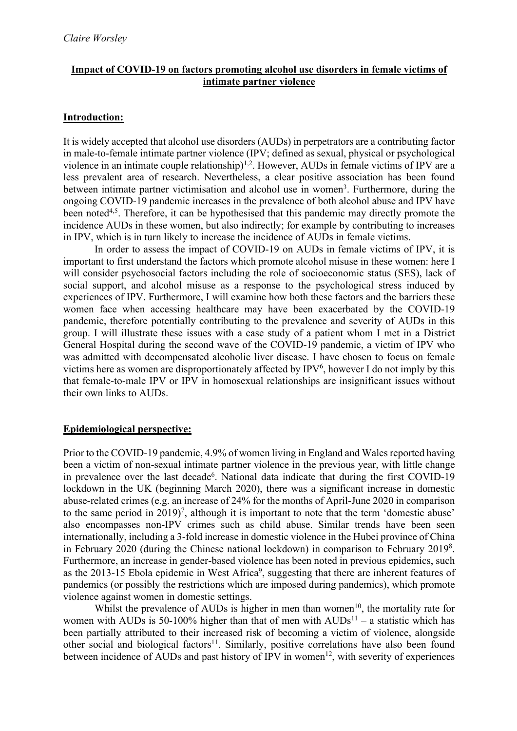*Claire Worsley*

**Impact of COVID-19 on factors promoting alcohol use disorders in female victims of intimate partner violence**

## Introduction:

It is widely accepted that alcohol use disorders (AUDs) in perpetrators are a contributing factor in male-to-female intimate partner violence (IPV; defined as sexual, physical or psychological violence in an intimate couple relationship)[1,2]. However, AUDs in female victims of IPV are a less prevalent area of research. Nevertheless, a clear positive association has been found between intimate partner victimisation and alcohol use in women[3]. Furthermore, during the ongoing COVID-19 pandemic increases in the prevalence of both alcohol abuse and IPV have been noted[4,5]. Therefore, it can be hypothesised that this pandemic may directly promote the incidence AUDs in these women, but also indirectly; for example by contributing to increases in IPV, which is in turn likely to increase the incidence of AUDs in female victims.

In order to assess the impact of COVID-19 on AUDs in female victims of IPV, it is important to first understand the factors which promote alcohol misuse in these women: here I will consider psychosocial factors including the role of socioeconomic status (SES), lack of social support, and alcohol misuse as a response to the psychological stress induced by experiences of IPV. Furthermore, I will examine how both these factors and the barriers these women face when accessing healthcare may have been exacerbated by the COVID-19 pandemic, therefore potentially contributing to the prevalence and severity of AUDs in this group. I will illustrate these issues with a case study of a patient whom I met in a District General Hospital during the second wave of the COVID-19 pandemic, a victim of IPV who was admitted with decompensated alcoholic liver disease. I have chosen to focus on female victims here as women are disproportionately affected by IPV[6], however I do not imply by this that female-to-male IPV or IPV in homosexual relationships are insignificant issues without their own links to AUDs.

## Epidemiological perspective:

Prior to the COVID-19 pandemic, 4.9% of women living in England and Wales reported having been a victim of non-sexual intimate partner violence in the previous year, with little change in prevalence over the last decade[6]. National data indicate that during the first COVID-19 lockdown in the UK (beginning March 2020), there was a significant increase in domestic abuse-related crimes (e.g. an increase of 24% for the months of April-June 2020 in comparison to the same period in 2019)[7], although it is important to note that the term 'domestic abuse' also encompasses non-IPV crimes such as child abuse. Similar trends have been seen internationally, including a 3-fold increase in domestic violence in the Hubei province of China in February 2020 (during the Chinese national lockdown) in comparison to February 2019[8]. Furthermore, an increase in gender-based violence has been noted in previous epidemics, such as the 2013-15 Ebola epidemic in West Africa[9], suggesting that there are inherent features of pandemics (or possibly the restrictions which are imposed during pandemics), which promote violence against women in domestic settings.

Whilst the prevalence of AUDs is higher in men than women[10], the mortality rate for women with AUDs is 50-100% higher than that of men with AUDs[11] – a statistic which has been partially attributed to their increased risk of becoming a victim of violence, alongside other social and biological factors[11]. Similarly, positive correlations have also been found between incidence of AUDs and past history of IPV in women[12], with severity of experiences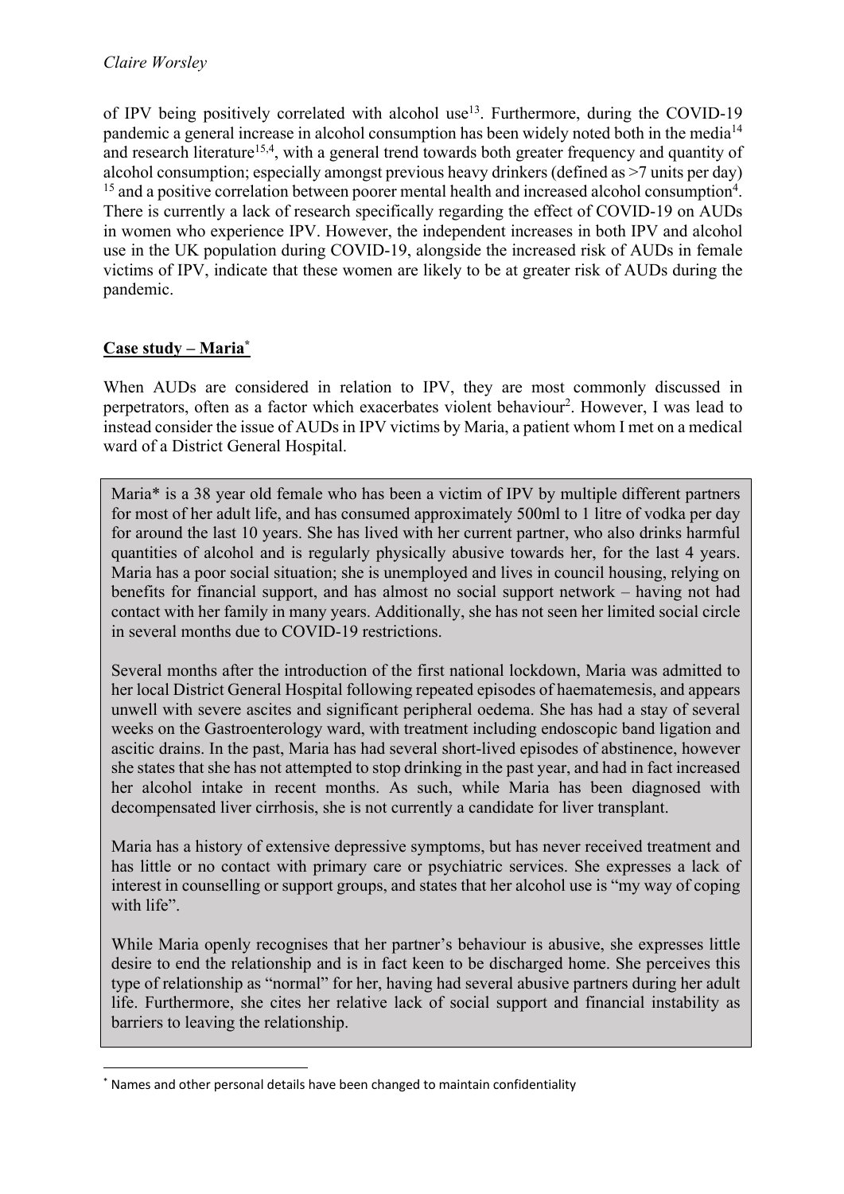of IPV being positively correlated with alcohol use[13]. Furthermore, during the COVID-19 pandemic a general increase in alcohol consumption has been widely noted both in the media[14] and research literature[15,4], with a general trend towards both greater frequency and quantity of alcohol consumption; especially amongst previous heavy drinkers (defined as >7 units per day) [15] and a positive correlation between poorer mental health and increased alcohol consumption[4]. There is currently a lack of research specifically regarding the effect of COVID-19 on AUDs in women who experience IPV. However, the independent increases in both IPV and alcohol use in the UK population during COVID-19, alongside the increased risk of AUDs in female victims of IPV, indicate that these women are likely to be at greater risk of AUDs during the pandemic.

## Case study – Maria*

When AUDs are considered in relation to IPV, they are most commonly discussed in perpetrators, often as a factor which exacerbates violent behaviour[2]. However, I was lead to instead consider the issue of AUDs in IPV victims by Maria, a patient whom I met on a medical ward of a District General Hospital.

> Maria* is a 38 year old female who has been a victim of IPV by multiple different partners for most of her adult life, and has consumed approximately 500ml to 1 litre of vodka per day for around the last 10 years. She has lived with her current partner, who also drinks harmful quantities of alcohol and is regularly physically abusive towards her, for the last 4 years. Maria has a poor social situation; she is unemployed and lives in council housing, relying on benefits for financial support, and has almost no social support network – having not had contact with her family in many years. Additionally, she has not seen her limited social circle in several months due to COVID-19 restrictions.
>
> Several months after the introduction of the first national lockdown, Maria was admitted to her local District General Hospital following repeated episodes of haematemesis, and appears unwell with severe ascites and significant peripheral oedema. She has had a stay of several weeks on the Gastroenterology ward, with treatment including endoscopic band ligation and ascitic drains. In the past, Maria has had several short-lived episodes of abstinence, however she states that she has not attempted to stop drinking in the past year, and had in fact increased her alcohol intake in recent months. As such, while Maria has been diagnosed with decompensated liver cirrhosis, she is not currently a candidate for liver transplant.
>
> Maria has a history of extensive depressive symptoms, but has never received treatment and has little or no contact with primary care or psychiatric services. She expresses a lack of interest in counselling or support groups, and states that her alcohol use is "my way of coping with life".
>
> While Maria openly recognises that her partner's behaviour is abusive, she expresses little desire to end the relationship and is in fact keen to be discharged home. She perceives this type of relationship as "normal" for her, having had several abusive partners during her adult life. Furthermore, she cites her relative lack of social support and financial instability as barriers to leaving the relationship.

* Names and other personal details have been changed to maintain confidentiality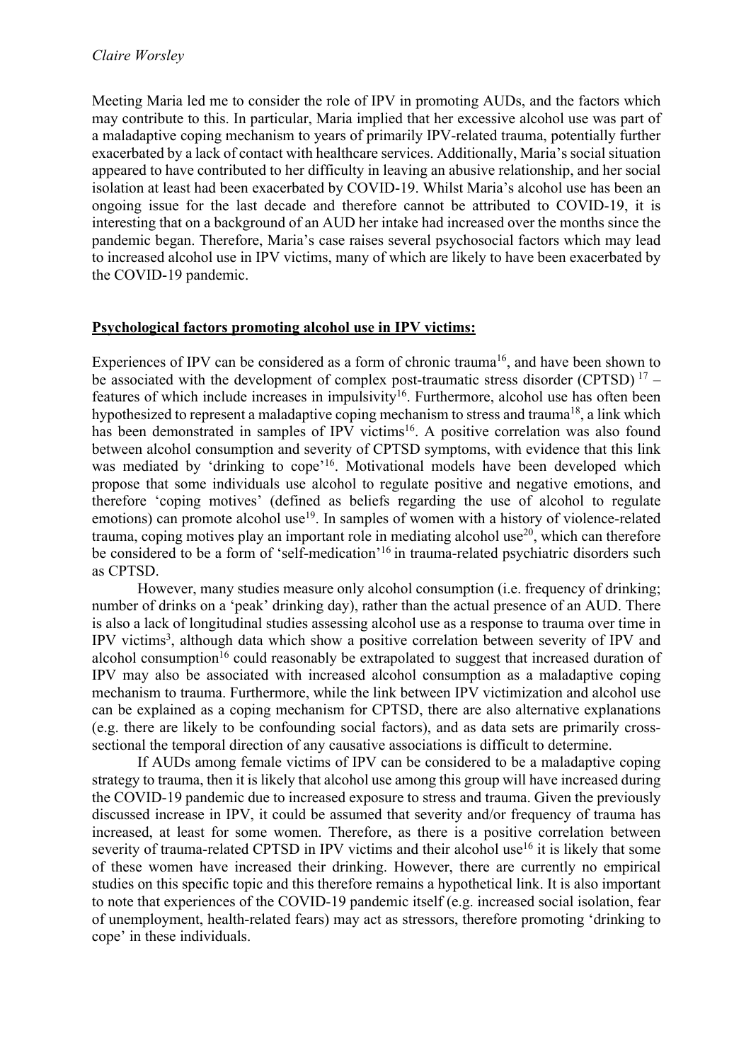Meeting Maria led me to consider the role of IPV in promoting AUDs, and the factors which may contribute to this. In particular, Maria implied that her excessive alcohol use was part of a maladaptive coping mechanism to years of primarily IPV-related trauma, potentially further exacerbated by a lack of contact with healthcare services. Additionally, Maria's social situation appeared to have contributed to her difficulty in leaving an abusive relationship, and her social isolation at least had been exacerbated by COVID-19. Whilst Maria's alcohol use has been an ongoing issue for the last decade and therefore cannot be attributed to COVID-19, it is interesting that on a background of an AUD her intake had increased over the months since the pandemic began. Therefore, Maria's case raises several psychosocial factors which may lead to increased alcohol use in IPV victims, many of which are likely to have been exacerbated by the COVID-19 pandemic.

## **Psychological factors promoting alcohol use in IPV victims:**

Experiences of IPV can be considered as a form of chronic trauma[16], and have been shown to be associated with the development of complex post-traumatic stress disorder (CPTSD) [17] – features of which include increases in impulsivity[16]. Furthermore, alcohol use has often been hypothesized to represent a maladaptive coping mechanism to stress and trauma[18], a link which has been demonstrated in samples of IPV victims[16]. A positive correlation was also found between alcohol consumption and severity of CPTSD symptoms, with evidence that this link was mediated by 'drinking to cope'[16]. Motivational models have been developed which propose that some individuals use alcohol to regulate positive and negative emotions, and therefore 'coping motives' (defined as beliefs regarding the use of alcohol to regulate emotions) can promote alcohol use[19]. In samples of women with a history of violence-related trauma, coping motives play an important role in mediating alcohol use[20], which can therefore be considered to be a form of 'self-medication'[16] in trauma-related psychiatric disorders such as CPTSD.

However, many studies measure only alcohol consumption (i.e. frequency of drinking; number of drinks on a 'peak' drinking day), rather than the actual presence of an AUD. There is also a lack of longitudinal studies assessing alcohol use as a response to trauma over time in IPV victims[3], although data which show a positive correlation between severity of IPV and alcohol consumption[16] could reasonably be extrapolated to suggest that increased duration of IPV may also be associated with increased alcohol consumption as a maladaptive coping mechanism to trauma. Furthermore, while the link between IPV victimization and alcohol use can be explained as a coping mechanism for CPTSD, there are also alternative explanations (e.g. there are likely to be confounding social factors), and as data sets are primarily cross-sectional the temporal direction of any causative associations is difficult to determine.

If AUDs among female victims of IPV can be considered to be a maladaptive coping strategy to trauma, then it is likely that alcohol use among this group will have increased during the COVID-19 pandemic due to increased exposure to stress and trauma. Given the previously discussed increase in IPV, it could be assumed that severity and/or frequency of trauma has increased, at least for some women. Therefore, as there is a positive correlation between severity of trauma-related CPTSD in IPV victims and their alcohol use[16] it is likely that some of these women have increased their drinking. However, there are currently no empirical studies on this specific topic and this therefore remains a hypothetical link. It is also important to note that experiences of the COVID-19 pandemic itself (e.g. increased social isolation, fear of unemployment, health-related fears) may act as stressors, therefore promoting 'drinking to cope' in these individuals.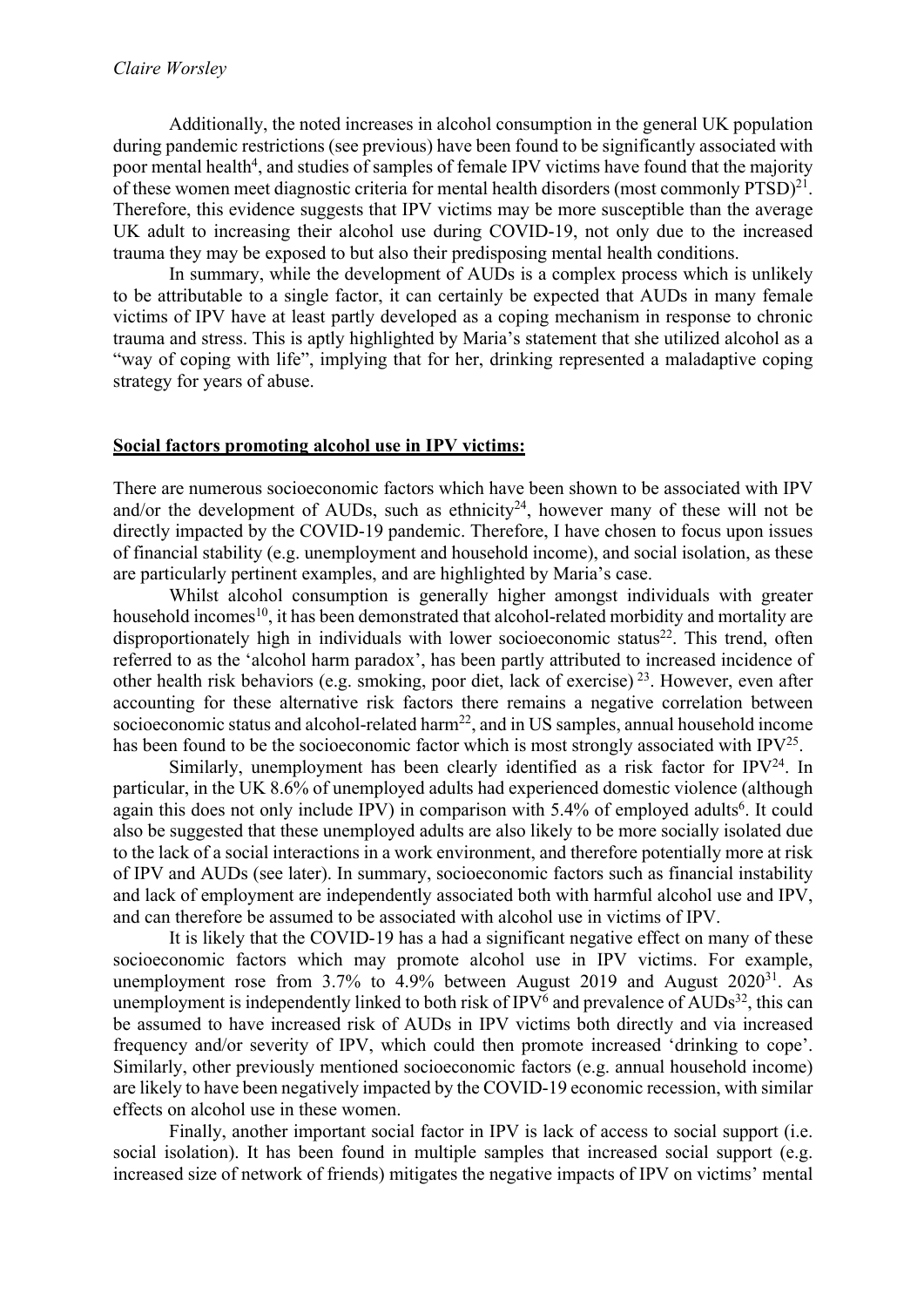Additionally, the noted increases in alcohol consumption in the general UK population during pandemic restrictions (see previous) have been found to be significantly associated with poor mental health[4], and studies of samples of female IPV victims have found that the majority of these women meet diagnostic criteria for mental health disorders (most commonly PTSD)[21]. Therefore, this evidence suggests that IPV victims may be more susceptible than the average UK adult to increasing their alcohol use during COVID-19, not only due to the increased trauma they may be exposed to but also their predisposing mental health conditions.

In summary, while the development of AUDs is a complex process which is unlikely to be attributable to a single factor, it can certainly be expected that AUDs in many female victims of IPV have at least partly developed as a coping mechanism in response to chronic trauma and stress. This is aptly highlighted by Maria's statement that she utilized alcohol as a "way of coping with life", implying that for her, drinking represented a maladaptive coping strategy for years of abuse.

## **Social factors promoting alcohol use in IPV victims:**

There are numerous socioeconomic factors which have been shown to be associated with IPV and/or the development of AUDs, such as ethnicity[24], however many of these will not be directly impacted by the COVID-19 pandemic. Therefore, I have chosen to focus upon issues of financial stability (e.g. unemployment and household income), and social isolation, as these are particularly pertinent examples, and are highlighted by Maria's case.

Whilst alcohol consumption is generally higher amongst individuals with greater household incomes[10], it has been demonstrated that alcohol-related morbidity and mortality are disproportionately high in individuals with lower socioeconomic status[22]. This trend, often referred to as the 'alcohol harm paradox', has been partly attributed to increased incidence of other health risk behaviors (e.g. smoking, poor diet, lack of exercise) [23]. However, even after accounting for these alternative risk factors there remains a negative correlation between socioeconomic status and alcohol-related harm[22], and in US samples, annual household income has been found to be the socioeconomic factor which is most strongly associated with IPV[25].

Similarly, unemployment has been clearly identified as a risk factor for IPV[24]. In particular, in the UK 8.6% of unemployed adults had experienced domestic violence (although again this does not only include IPV) in comparison with 5.4% of employed adults[6]. It could also be suggested that these unemployed adults are also likely to be more socially isolated due to the lack of a social interactions in a work environment, and therefore potentially more at risk of IPV and AUDs (see later). In summary, socioeconomic factors such as financial instability and lack of employment are independently associated both with harmful alcohol use and IPV, and can therefore be assumed to be associated with alcohol use in victims of IPV.

It is likely that the COVID-19 has a had a significant negative effect on many of these socioeconomic factors which may promote alcohol use in IPV victims. For example, unemployment rose from 3.7% to 4.9% between August 2019 and August 2020[31]. As unemployment is independently linked to both risk of IPV[6] and prevalence of AUDs[32], this can be assumed to have increased risk of AUDs in IPV victims both directly and via increased frequency and/or severity of IPV, which could then promote increased 'drinking to cope'. Similarly, other previously mentioned socioeconomic factors (e.g. annual household income) are likely to have been negatively impacted by the COVID-19 economic recession, with similar effects on alcohol use in these women.

Finally, another important social factor in IPV is lack of access to social support (i.e. social isolation). It has been found in multiple samples that increased social support (e.g. increased size of network of friends) mitigates the negative impacts of IPV on victims' mental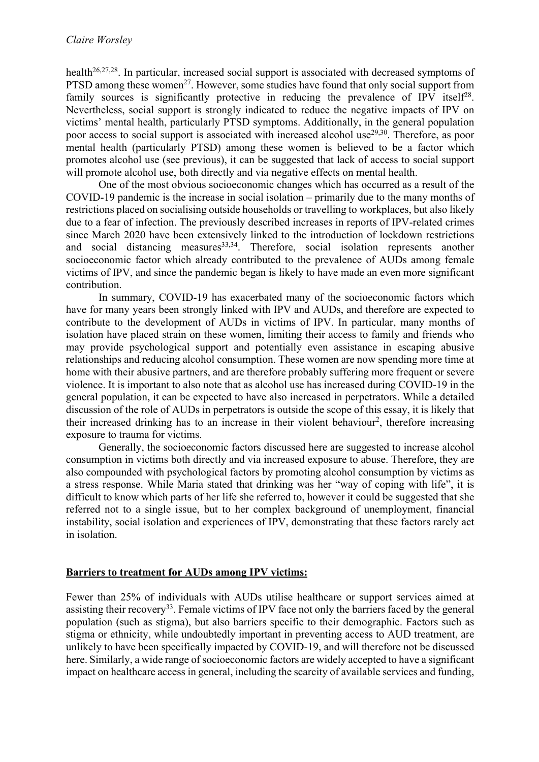health[26,27,28]. In particular, increased social support is associated with decreased symptoms of PTSD among these women[27]. However, some studies have found that only social support from family sources is significantly protective in reducing the prevalence of IPV itself[28]. Nevertheless, social support is strongly indicated to reduce the negative impacts of IPV on victims' mental health, particularly PTSD symptoms. Additionally, in the general population poor access to social support is associated with increased alcohol use[29,30]. Therefore, as poor mental health (particularly PTSD) among these women is believed to be a factor which promotes alcohol use (see previous), it can be suggested that lack of access to social support will promote alcohol use, both directly and via negative effects on mental health.

One of the most obvious socioeconomic changes which has occurred as a result of the COVID-19 pandemic is the increase in social isolation – primarily due to the many months of restrictions placed on socialising outside households or travelling to workplaces, but also likely due to a fear of infection. The previously described increases in reports of IPV-related crimes since March 2020 have been extensively linked to the introduction of lockdown restrictions and social distancing measures[33,34]. Therefore, social isolation represents another socioeconomic factor which already contributed to the prevalence of AUDs among female victims of IPV, and since the pandemic began is likely to have made an even more significant contribution.

In summary, COVID-19 has exacerbated many of the socioeconomic factors which have for many years been strongly linked with IPV and AUDs, and therefore are expected to contribute to the development of AUDs in victims of IPV. In particular, many months of isolation have placed strain on these women, limiting their access to family and friends who may provide psychological support and potentially even assistance in escaping abusive relationships and reducing alcohol consumption. These women are now spending more time at home with their abusive partners, and are therefore probably suffering more frequent or severe violence. It is important to also note that as alcohol use has increased during COVID-19 in the general population, it can be expected to have also increased in perpetrators. While a detailed discussion of the role of AUDs in perpetrators is outside the scope of this essay, it is likely that their increased drinking has to an increase in their violent behaviour[2], therefore increasing exposure to trauma for victims.

Generally, the socioeconomic factors discussed here are suggested to increase alcohol consumption in victims both directly and via increased exposure to abuse. Therefore, they are also compounded with psychological factors by promoting alcohol consumption by victims as a stress response. While Maria stated that drinking was her "way of coping with life", it is difficult to know which parts of her life she referred to, however it could be suggested that she referred not to a single issue, but to her complex background of unemployment, financial instability, social isolation and experiences of IPV, demonstrating that these factors rarely act in isolation.

## **Barriers to treatment for AUDs among IPV victims:**

Fewer than 25% of individuals with AUDs utilise healthcare or support services aimed at assisting their recovery[33]. Female victims of IPV face not only the barriers faced by the general population (such as stigma), but also barriers specific to their demographic. Factors such as stigma or ethnicity, while undoubtedly important in preventing access to AUD treatment, are unlikely to have been specifically impacted by COVID-19, and will therefore not be discussed here. Similarly, a wide range of socioeconomic factors are widely accepted to have a significant impact on healthcare access in general, including the scarcity of available services and funding,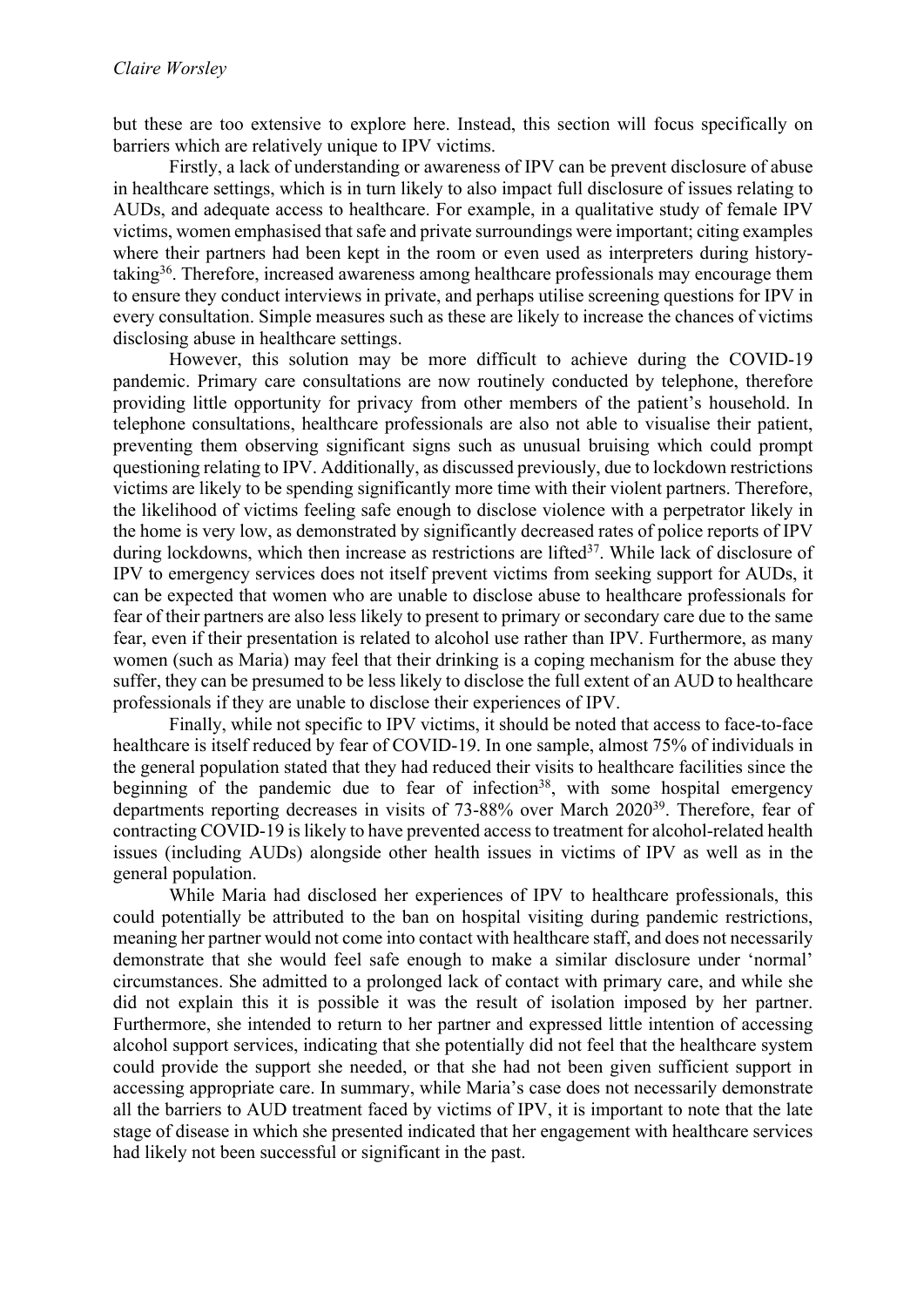but these are too extensive to explore here. Instead, this section will focus specifically on barriers which are relatively unique to IPV victims.

Firstly, a lack of understanding or awareness of IPV can be prevent disclosure of abuse in healthcare settings, which is in turn likely to also impact full disclosure of issues relating to AUDs, and adequate access to healthcare. For example, in a qualitative study of female IPV victims, women emphasised that safe and private surroundings were important; citing examples where their partners had been kept in the room or even used as interpreters during history-taking[36]. Therefore, increased awareness among healthcare professionals may encourage them to ensure they conduct interviews in private, and perhaps utilise screening questions for IPV in every consultation. Simple measures such as these are likely to increase the chances of victims disclosing abuse in healthcare settings.

However, this solution may be more difficult to achieve during the COVID-19 pandemic. Primary care consultations are now routinely conducted by telephone, therefore providing little opportunity for privacy from other members of the patient's household. In telephone consultations, healthcare professionals are also not able to visualise their patient, preventing them observing significant signs such as unusual bruising which could prompt questioning relating to IPV. Additionally, as discussed previously, due to lockdown restrictions victims are likely to be spending significantly more time with their violent partners. Therefore, the likelihood of victims feeling safe enough to disclose violence with a perpetrator likely in the home is very low, as demonstrated by significantly decreased rates of police reports of IPV during lockdowns, which then increase as restrictions are lifted[37]. While lack of disclosure of IPV to emergency services does not itself prevent victims from seeking support for AUDs, it can be expected that women who are unable to disclose abuse to healthcare professionals for fear of their partners are also less likely to present to primary or secondary care due to the same fear, even if their presentation is related to alcohol use rather than IPV. Furthermore, as many women (such as Maria) may feel that their drinking is a coping mechanism for the abuse they suffer, they can be presumed to be less likely to disclose the full extent of an AUD to healthcare professionals if they are unable to disclose their experiences of IPV.

Finally, while not specific to IPV victims, it should be noted that access to face-to-face healthcare is itself reduced by fear of COVID-19. In one sample, almost 75% of individuals in the general population stated that they had reduced their visits to healthcare facilities since the beginning of the pandemic due to fear of infection[38], with some hospital emergency departments reporting decreases in visits of 73-88% over March 2020[39]. Therefore, fear of contracting COVID-19 is likely to have prevented access to treatment for alcohol-related health issues (including AUDs) alongside other health issues in victims of IPV as well as in the general population.

While Maria had disclosed her experiences of IPV to healthcare professionals, this could potentially be attributed to the ban on hospital visiting during pandemic restrictions, meaning her partner would not come into contact with healthcare staff, and does not necessarily demonstrate that she would feel safe enough to make a similar disclosure under 'normal' circumstances. She admitted to a prolonged lack of contact with primary care, and while she did not explain this it is possible it was the result of isolation imposed by her partner. Furthermore, she intended to return to her partner and expressed little intention of accessing alcohol support services, indicating that she potentially did not feel that the healthcare system could provide the support she needed, or that she had not been given sufficient support in accessing appropriate care. In summary, while Maria's case does not necessarily demonstrate all the barriers to AUD treatment faced by victims of IPV, it is important to note that the late stage of disease in which she presented indicated that her engagement with healthcare services had likely not been successful or significant in the past.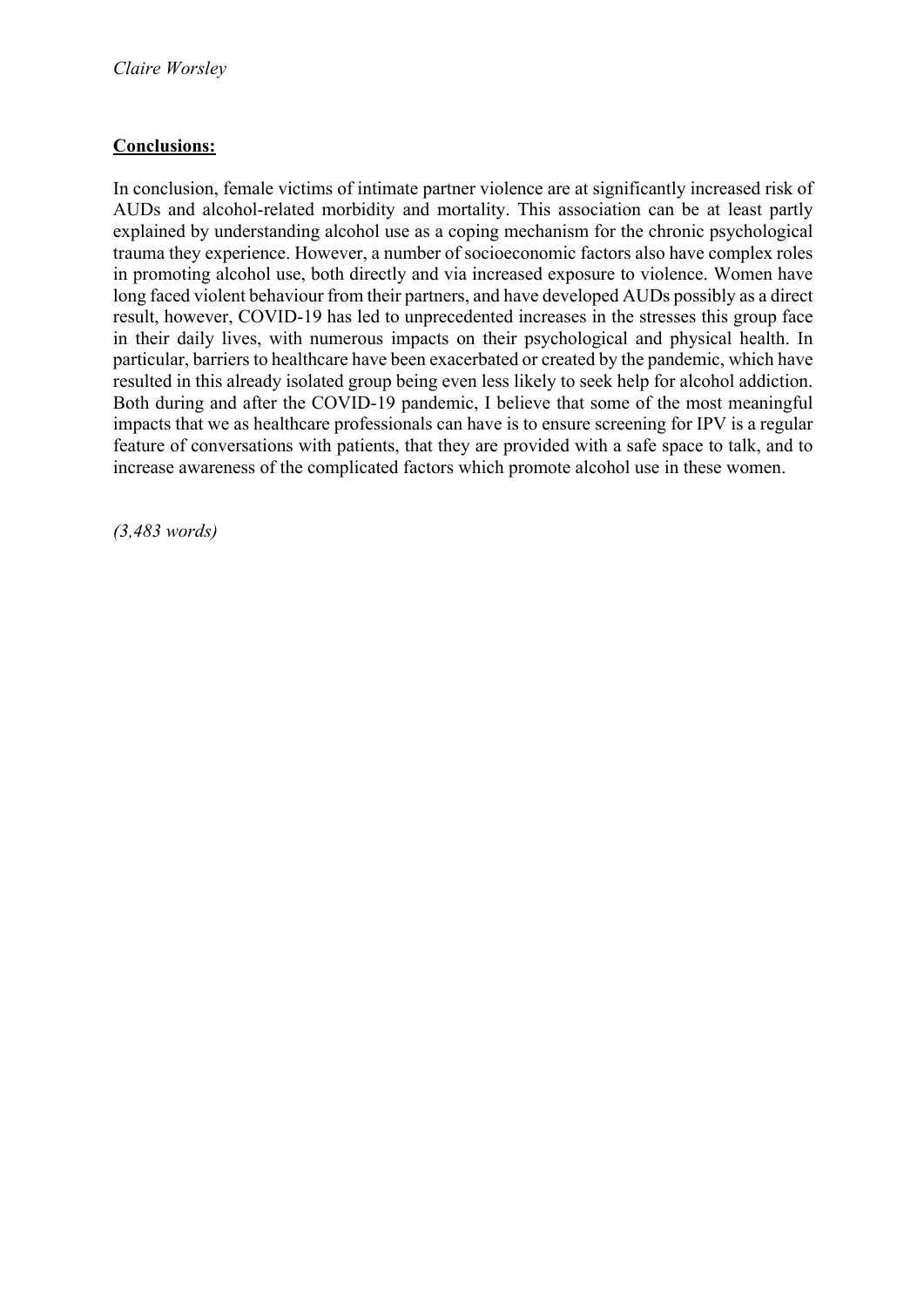**Conclusions:**

In conclusion, female victims of intimate partner violence are at significantly increased risk of AUDs and alcohol-related morbidity and mortality. This association can be at least partly explained by understanding alcohol use as a coping mechanism for the chronic psychological trauma they experience. However, a number of socioeconomic factors also have complex roles in promoting alcohol use, both directly and via increased exposure to violence. Women have long faced violent behaviour from their partners, and have developed AUDs possibly as a direct result, however, COVID-19 has led to unprecedented increases in the stresses this group face in their daily lives, with numerous impacts on their psychological and physical health. In particular, barriers to healthcare have been exacerbated or created by the pandemic, which have resulted in this already isolated group being even less likely to seek help for alcohol addiction. Both during and after the COVID-19 pandemic, I believe that some of the most meaningful impacts that we as healthcare professionals can have is to ensure screening for IPV is a regular feature of conversations with patients, that they are provided with a safe space to talk, and to increase awareness of the complicated factors which promote alcohol use in these women.

*(3,483 words)*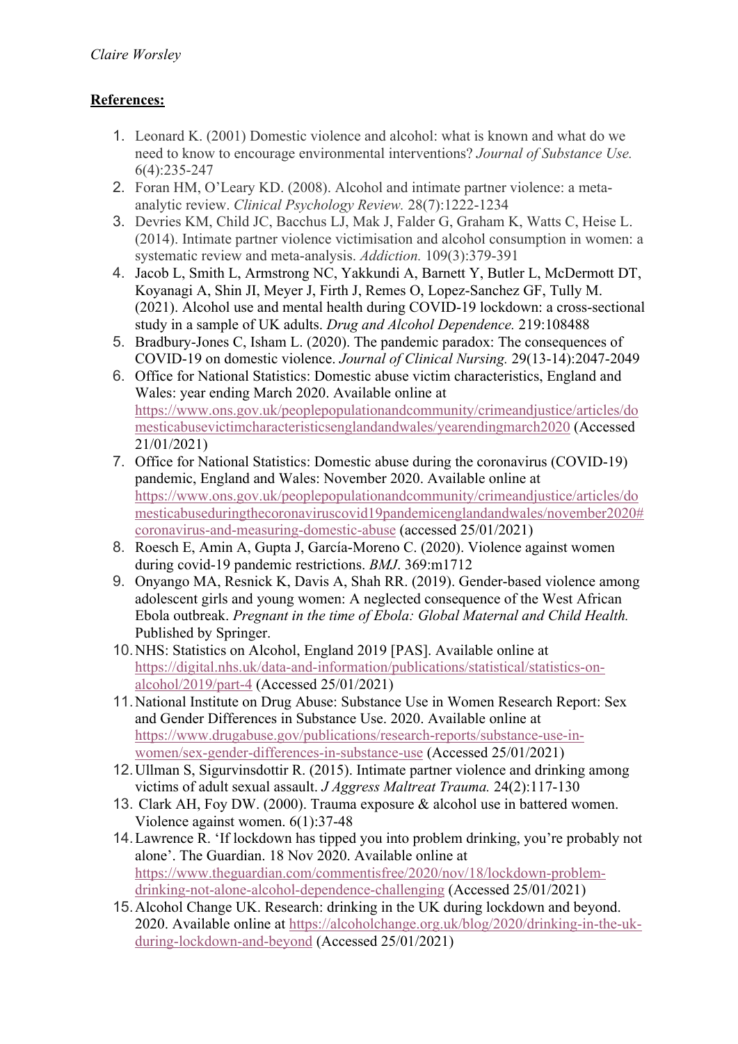**References:**

1. Leonard K. (2001) Domestic violence and alcohol: what is known and what do we need to know to encourage environmental interventions? *Journal of Substance Use.* 6(4):235-247
2. Foran HM, O'Leary KD. (2008). Alcohol and intimate partner violence: a meta-analytic review. *Clinical Psychology Review.* 28(7):1222-1234
3. Devries KM, Child JC, Bacchus LJ, Mak J, Falder G, Graham K, Watts C, Heise L. (2014). Intimate partner violence victimisation and alcohol consumption in women: a systematic review and meta-analysis. *Addiction.* 109(3):379-391
4. Jacob L, Smith L, Armstrong NC, Yakkundi A, Barnett Y, Butler L, McDermott DT, Koyanagi A, Shin JI, Meyer J, Firth J, Remes O, Lopez-Sanchez GF, Tully M. (2021). Alcohol use and mental health during COVID-19 lockdown: a cross-sectional study in a sample of UK adults. *Drug and Alcohol Dependence.* 219:108488
5. Bradbury-Jones C, Isham L. (2020). The pandemic paradox: The consequences of COVID-19 on domestic violence. *Journal of Clinical Nursing.* 29(13-14):2047-2049
6. Office for National Statistics: Domestic abuse victim characteristics, England and Wales: year ending March 2020. Available online at https://www.ons.gov.uk/peoplepopulationandcommunity/crimeandjustice/articles/domesticabusevictimcharacteristicsenglandandwales/yearendingmarch2020 (Accessed 21/01/2021)
7. Office for National Statistics: Domestic abuse during the coronavirus (COVID-19) pandemic, England and Wales: November 2020. Available online at https://www.ons.gov.uk/peoplepopulationandcommunity/crimeandjustice/articles/domesticabuseduringthecoronaviruscovid19pandemicenglandandwales/november2020#coronavirus-and-measuring-domestic-abuse (accessed 25/01/2021)
8. Roesch E, Amin A, Gupta J, García-Moreno C. (2020). Violence against women during covid-19 pandemic restrictions. *BMJ*. 369:m1712
9. Onyango MA, Resnick K, Davis A, Shah RR. (2019). Gender-based violence among adolescent girls and young women: A neglected consequence of the West African Ebola outbreak. *Pregnant in the time of Ebola: Global Maternal and Child Health.* Published by Springer.
10. NHS: Statistics on Alcohol, England 2019 [PAS]. Available online at https://digital.nhs.uk/data-and-information/publications/statistical/statistics-on-alcohol/2019/part-4 (Accessed 25/01/2021)
11. National Institute on Drug Abuse: Substance Use in Women Research Report: Sex and Gender Differences in Substance Use. 2020. Available online at https://www.drugabuse.gov/publications/research-reports/substance-use-in-women/sex-gender-differences-in-substance-use (Accessed 25/01/2021)
12. Ullman S, Sigurvinsdottir R. (2015). Intimate partner violence and drinking among victims of adult sexual assault. *J Aggress Maltreat Trauma.* 24(2):117-130
13. Clark AH, Foy DW. (2000). Trauma exposure & alcohol use in battered women. Violence against women. 6(1):37-48
14. Lawrence R. 'If lockdown has tipped you into problem drinking, you're probably not alone'. The Guardian. 18 Nov 2020. Available online at https://www.theguardian.com/commentisfree/2020/nov/18/lockdown-problem-drinking-not-alone-alcohol-dependence-challenging (Accessed 25/01/2021)
15. Alcohol Change UK. Research: drinking in the UK during lockdown and beyond. 2020. Available online at https://alcoholchange.org.uk/blog/2020/drinking-in-the-uk-during-lockdown-and-beyond (Accessed 25/01/2021)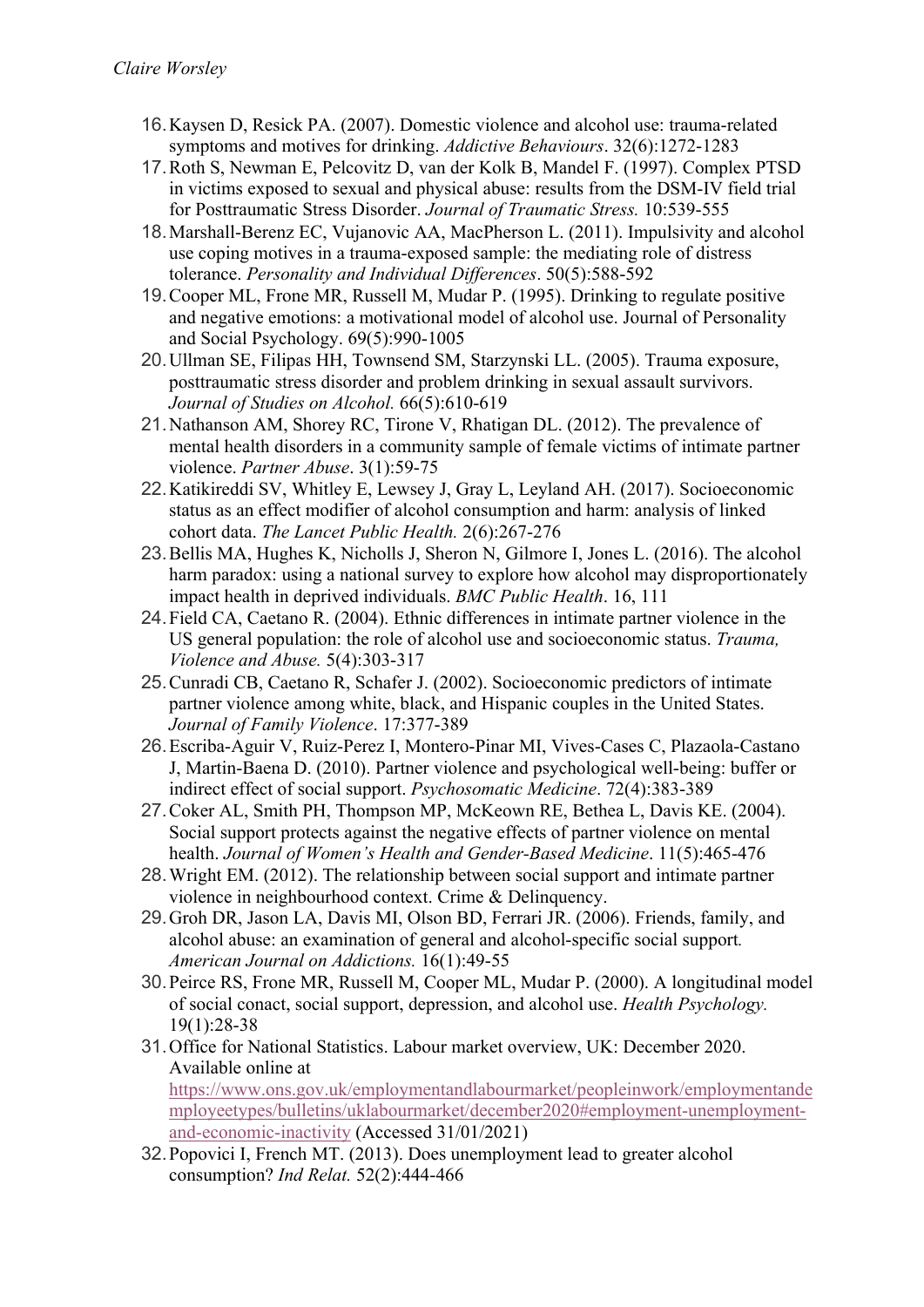16. Kaysen D, Resick PA. (2007). Domestic violence and alcohol use: trauma-related symptoms and motives for drinking. *Addictive Behaviours*. 32(6):1272-1283
17. Roth S, Newman E, Pelcovitz D, van der Kolk B, Mandel F. (1997). Complex PTSD in victims exposed to sexual and physical abuse: results from the DSM-IV field trial for Posttraumatic Stress Disorder. *Journal of Traumatic Stress.* 10:539-555
18. Marshall-Berenz EC, Vujanovic AA, MacPherson L. (2011). Impulsivity and alcohol use coping motives in a trauma-exposed sample: the mediating role of distress tolerance. *Personality and Individual Differences*. 50(5):588-592
19. Cooper ML, Frone MR, Russell M, Mudar P. (1995). Drinking to regulate positive and negative emotions: a motivational model of alcohol use. Journal of Personality and Social Psychology. 69(5):990-1005
20. Ullman SE, Filipas HH, Townsend SM, Starzynski LL. (2005). Trauma exposure, posttraumatic stress disorder and problem drinking in sexual assault survivors. *Journal of Studies on Alcohol.* 66(5):610-619
21. Nathanson AM, Shorey RC, Tirone V, Rhatigan DL. (2012). The prevalence of mental health disorders in a community sample of female victims of intimate partner violence. *Partner Abuse*. 3(1):59-75
22. Katikireddi SV, Whitley E, Lewsey J, Gray L, Leyland AH. (2017). Socioeconomic status as an effect modifier of alcohol consumption and harm: analysis of linked cohort data. *The Lancet Public Health.* 2(6):267-276
23. Bellis MA, Hughes K, Nicholls J, Sheron N, Gilmore I, Jones L. (2016). The alcohol harm paradox: using a national survey to explore how alcohol may disproportionately impact health in deprived individuals. *BMC Public Health*. 16, 111
24. Field CA, Caetano R. (2004). Ethnic differences in intimate partner violence in the US general population: the role of alcohol use and socioeconomic status. *Trauma, Violence and Abuse.* 5(4):303-317
25. Cunradi CB, Caetano R, Schafer J. (2002). Socioeconomic predictors of intimate partner violence among white, black, and Hispanic couples in the United States. *Journal of Family Violence*. 17:377-389
26. Escriba-Aguir V, Ruiz-Perez I, Montero-Pinar MI, Vives-Cases C, Plazaola-Castano J, Martin-Baena D. (2010). Partner violence and psychological well-being: buffer or indirect effect of social support. *Psychosomatic Medicine*. 72(4):383-389
27. Coker AL, Smith PH, Thompson MP, McKeown RE, Bethea L, Davis KE. (2004). Social support protects against the negative effects of partner violence on mental health. *Journal of Women's Health and Gender-Based Medicine*. 11(5):465-476
28. Wright EM. (2012). The relationship between social support and intimate partner violence in neighbourhood context. Crime & Delinquency.
29. Groh DR, Jason LA, Davis MI, Olson BD, Ferrari JR. (2006). Friends, family, and alcohol abuse: an examination of general and alcohol-specific social support*. American Journal on Addictions.* 16(1):49-55
30. Peirce RS, Frone MR, Russell M, Cooper ML, Mudar P. (2000). A longitudinal model of social conact, social support, depression, and alcohol use. *Health Psychology.* 19(1):28-38
31. Office for National Statistics. Labour market overview, UK: December 2020. Available online at https://www.ons.gov.uk/employmentandlabourmarket/peopleinwork/employmentandemployeetypes/bulletins/uklabourmarket/december2020#employment-unemployment-and-economic-inactivity (Accessed 31/01/2021)
32. Popovici I, French MT. (2013). Does unemployment lead to greater alcohol consumption? *Ind Relat.* 52(2):444-466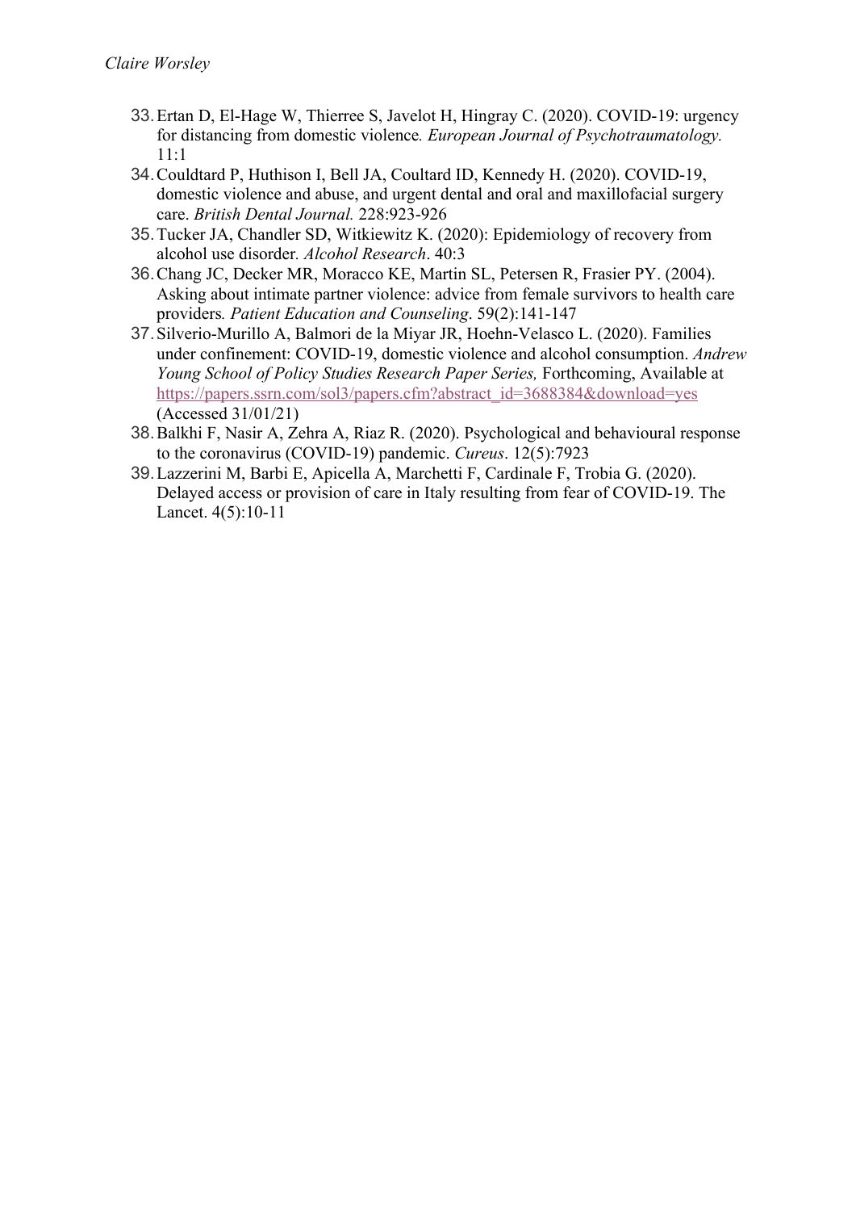33. Ertan D, El-Hage W, Thierree S, Javelot H, Hingray C. (2020). COVID-19: urgency for distancing from domestic violence. *European Journal of Psychotraumatology.* 11:1
34. Couldtard P, Huthison I, Bell JA, Coultard ID, Kennedy H. (2020). COVID-19, domestic violence and abuse, and urgent dental and oral and maxillofacial surgery care. *British Dental Journal.* 228:923-926
35. Tucker JA, Chandler SD, Witkiewitz K. (2020): Epidemiology of recovery from alcohol use disorder. *Alcohol Research*. 40:3
36. Chang JC, Decker MR, Moracco KE, Martin SL, Petersen R, Frasier PY. (2004). Asking about intimate partner violence: advice from female survivors to health care providers. *Patient Education and Counseling*. 59(2):141-147
37. Silverio-Murillo A, Balmori de la Miyar JR, Hoehn-Velasco L. (2020). Families under confinement: COVID-19, domestic violence and alcohol consumption. *Andrew Young School of Policy Studies Research Paper Series,* Forthcoming, Available at https://papers.ssrn.com/sol3/papers.cfm?abstract_id=3688384&download=yes (Accessed 31/01/21)
38. Balkhi F, Nasir A, Zehra A, Riaz R. (2020). Psychological and behavioural response to the coronavirus (COVID-19) pandemic. *Cureus*. 12(5):7923
39. Lazzerini M, Barbi E, Apicella A, Marchetti F, Cardinale F, Trobia G. (2020). Delayed access or provision of care in Italy resulting from fear of COVID-19. The Lancet. 4(5):10-11